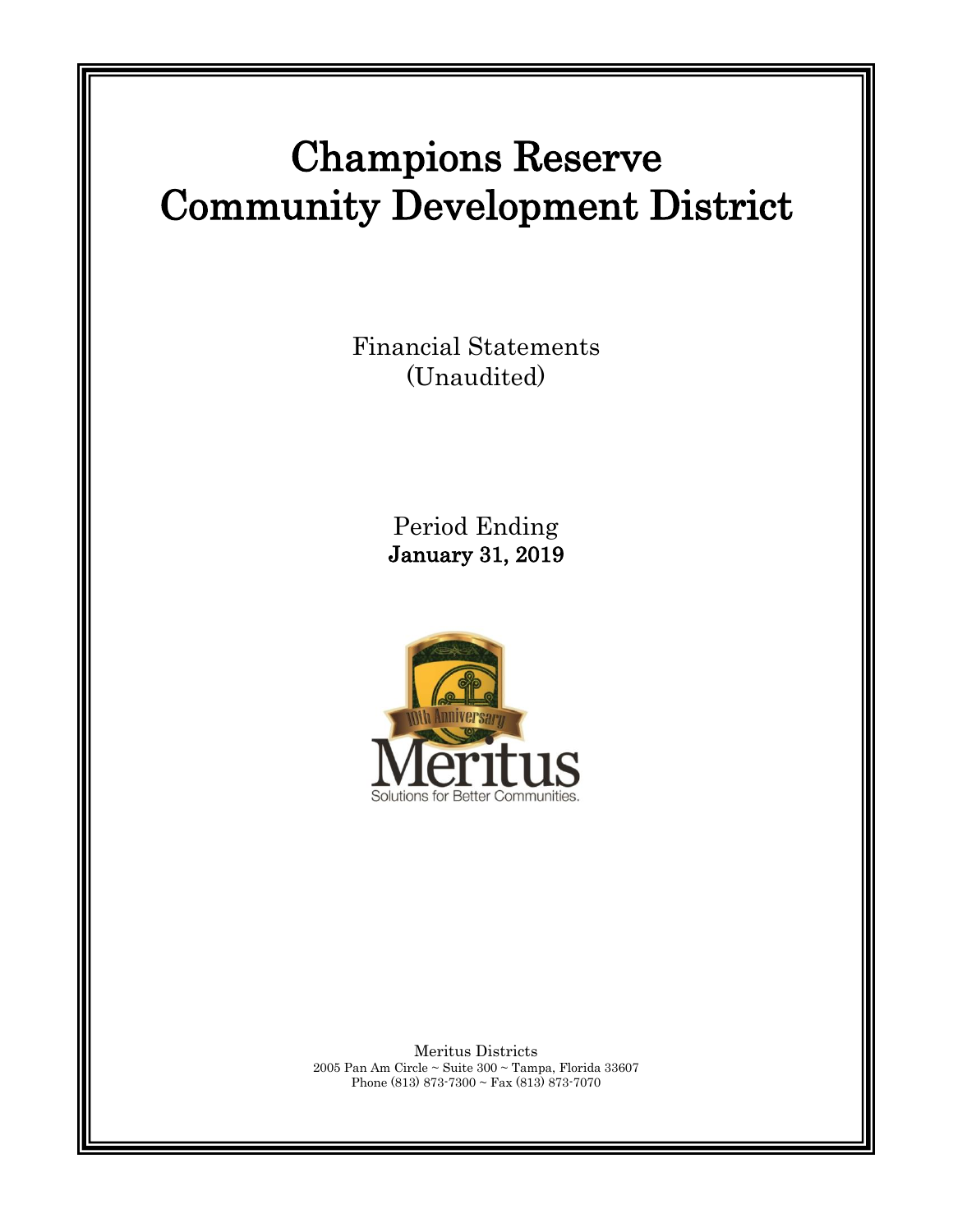# Champions Reserve Community Development District

Financial Statements
(Unaudited)

Period Ending
**January 31, 2019**

Meritus Districts
2005 Pan Am Circle ~ Suite 300 ~ Tampa, Florida 33607
Phone (813) 873-7300 ~ Fax (813) 873-7070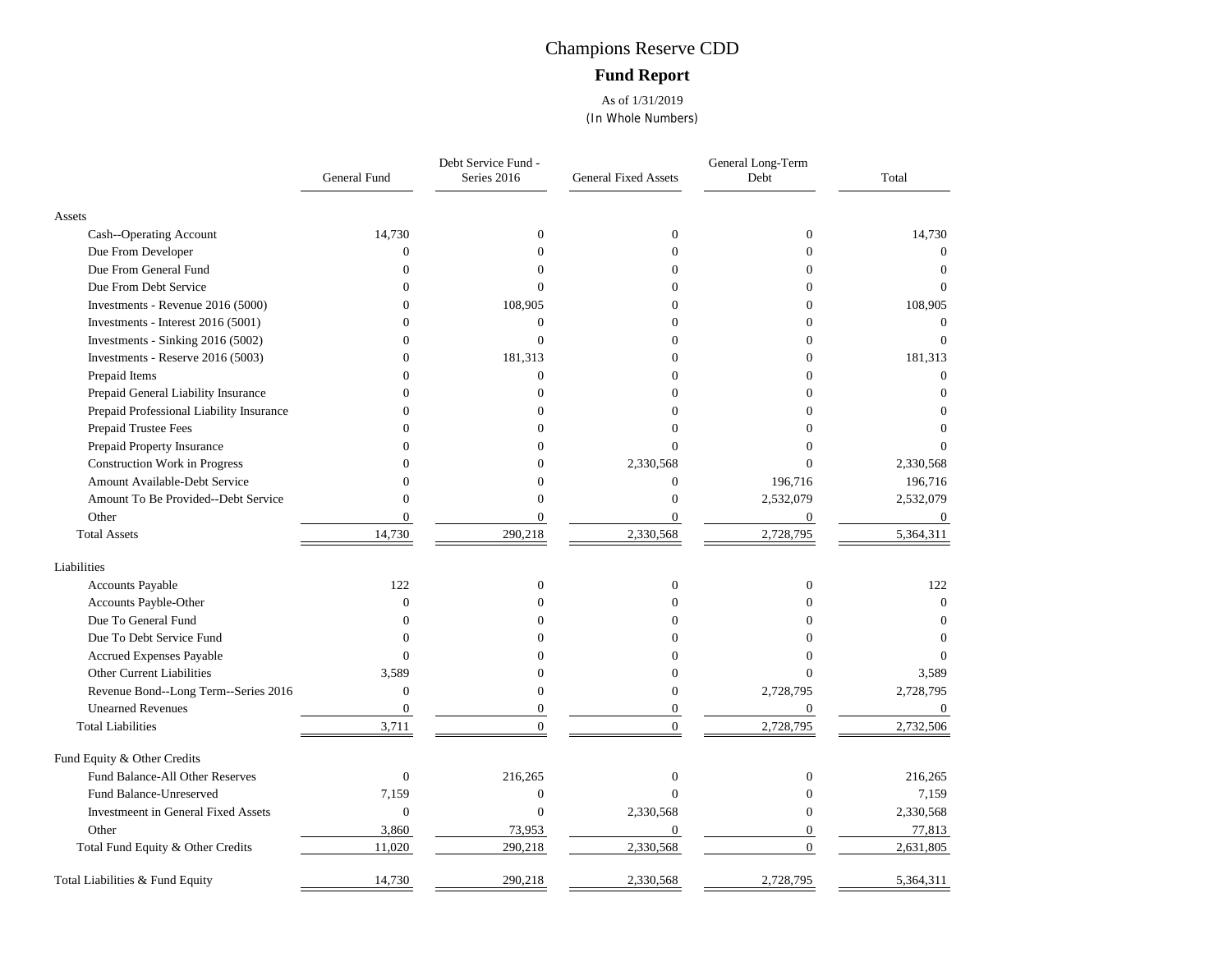# Champions Reserve CDD

## Fund Report

As of 1/31/2019

(In Whole Numbers)

| | General Fund | Debt Service Fund - Series 2016 | General Fixed Assets | General Long-Term Debt | Total |
|---|---|---|---|---|---|
| **Assets** | | | | | |
| Cash--Operating Account | 14,730 | 0 | 0 | 0 | 14,730 |
| Due From Developer | 0 | 0 | 0 | 0 | 0 |
| Due From General Fund | 0 | 0 | 0 | 0 | 0 |
| Due From Debt Service | 0 | 0 | 0 | 0 | 0 |
| Investments - Revenue 2016 (5000) | 0 | 108,905 | 0 | 0 | 108,905 |
| Investments - Interest 2016 (5001) | 0 | 0 | 0 | 0 | 0 |
| Investments - Sinking 2016 (5002) | 0 | 0 | 0 | 0 | 0 |
| Investments - Reserve 2016 (5003) | 0 | 181,313 | 0 | 0 | 181,313 |
| Prepaid Items | 0 | 0 | 0 | 0 | 0 |
| Prepaid General Liability Insurance | 0 | 0 | 0 | 0 | 0 |
| Prepaid Professional Liability Insurance | 0 | 0 | 0 | 0 | 0 |
| Prepaid Trustee Fees | 0 | 0 | 0 | 0 | 0 |
| Prepaid Property Insurance | 0 | 0 | 0 | 0 | 0 |
| Construction Work in Progress | 0 | 0 | 2,330,568 | 0 | 2,330,568 |
| Amount Available-Debt Service | 0 | 0 | 0 | 196,716 | 196,716 |
| Amount To Be Provided--Debt Service | 0 | 0 | 0 | 2,532,079 | 2,532,079 |
| Other | 0 | 0 | 0 | 0 | 0 |
| Total Assets | 14,730 | 290,218 | 2,330,568 | 2,728,795 | 5,364,311 |
| **Liabilities** | | | | | |
| Accounts Payable | 122 | 0 | 0 | 0 | 122 |
| Accounts Payble-Other | 0 | 0 | 0 | 0 | 0 |
| Due To General Fund | 0 | 0 | 0 | 0 | 0 |
| Due To Debt Service Fund | 0 | 0 | 0 | 0 | 0 |
| Accrued Expenses Payable | 0 | 0 | 0 | 0 | 0 |
| Other Current Liabilities | 3,589 | 0 | 0 | 0 | 3,589 |
| Revenue Bond--Long Term--Series 2016 | 0 | 0 | 0 | 2,728,795 | 2,728,795 |
| Unearned Revenues | 0 | 0 | 0 | 0 | 0 |
| Total Liabilities | 3,711 | 0 | 0 | 2,728,795 | 2,732,506 |
| **Fund Equity & Other Credits** | | | | | |
| Fund Balance-All Other Reserves | 0 | 216,265 | 0 | 0 | 216,265 |
| Fund Balance-Unreserved | 7,159 | 0 | 0 | 0 | 7,159 |
| Investmeent in General Fixed Assets | 0 | 0 | 2,330,568 | 0 | 2,330,568 |
| Other | 3,860 | 73,953 | 0 | 0 | 77,813 |
| Total Fund Equity & Other Credits | 11,020 | 290,218 | 2,330,568 | 0 | 2,631,805 |
| Total Liabilities & Fund Equity | 14,730 | 290,218 | 2,330,568 | 2,728,795 | 5,364,311 |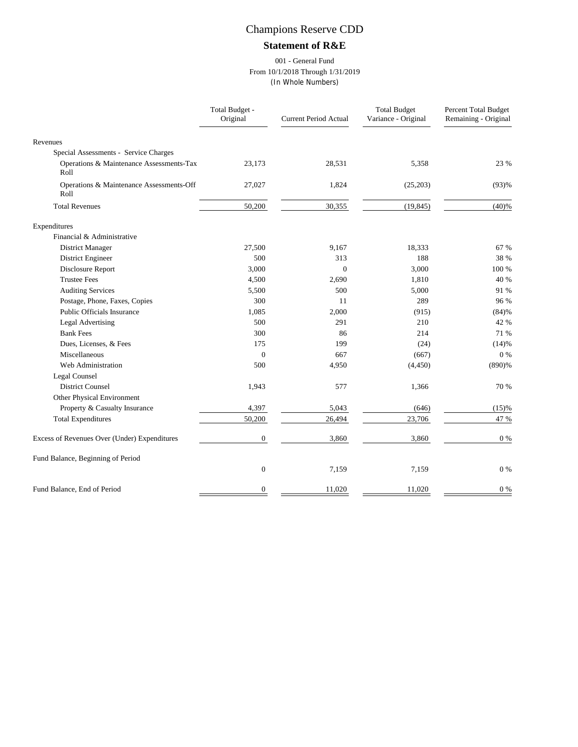# Champions Reserve CDD

## Statement of R&E

001 - General Fund
From 10/1/2018 Through 1/31/2019
(In Whole Numbers)

| | Total Budget - Original | Current Period Actual | Total Budget Variance - Original | Percent Total Budget Remaining - Original |
|---|---|---|---|---|
| Revenues | | | | |
| Special Assessments - Service Charges | | | | |
| Operations & Maintenance Assessments-Tax Roll | 23,173 | 28,531 | 5,358 | 23 % |
| Operations & Maintenance Assessments-Off Roll | 27,027 | 1,824 | (25,203) | (93)% |
| Total Revenues | 50,200 | 30,355 | (19,845) | (40)% |
| Expenditures | | | | |
| Financial & Administrative | | | | |
| District Manager | 27,500 | 9,167 | 18,333 | 67 % |
| District Engineer | 500 | 313 | 188 | 38 % |
| Disclosure Report | 3,000 | 0 | 3,000 | 100 % |
| Trustee Fees | 4,500 | 2,690 | 1,810 | 40 % |
| Auditing Services | 5,500 | 500 | 5,000 | 91 % |
| Postage, Phone, Faxes, Copies | 300 | 11 | 289 | 96 % |
| Public Officials Insurance | 1,085 | 2,000 | (915) | (84)% |
| Legal Advertising | 500 | 291 | 210 | 42 % |
| Bank Fees | 300 | 86 | 214 | 71 % |
| Dues, Licenses, & Fees | 175 | 199 | (24) | (14)% |
| Miscellaneous | 0 | 667 | (667) | 0 % |
| Web Administration | 500 | 4,950 | (4,450) | (890)% |
| Legal Counsel | | | | |
| District Counsel | 1,943 | 577 | 1,366 | 70 % |
| Other Physical Environment | | | | |
| Property & Casualty Insurance | 4,397 | 5,043 | (646) | (15)% |
| Total Expenditures | 50,200 | 26,494 | 23,706 | 47 % |
| Excess of Revenues Over (Under) Expenditures | 0 | 3,860 | 3,860 | 0 % |
| Fund Balance, Beginning of Period | 0 | 7,159 | 7,159 | 0 % |
| Fund Balance, End of Period | 0 | 11,020 | 11,020 | 0 % |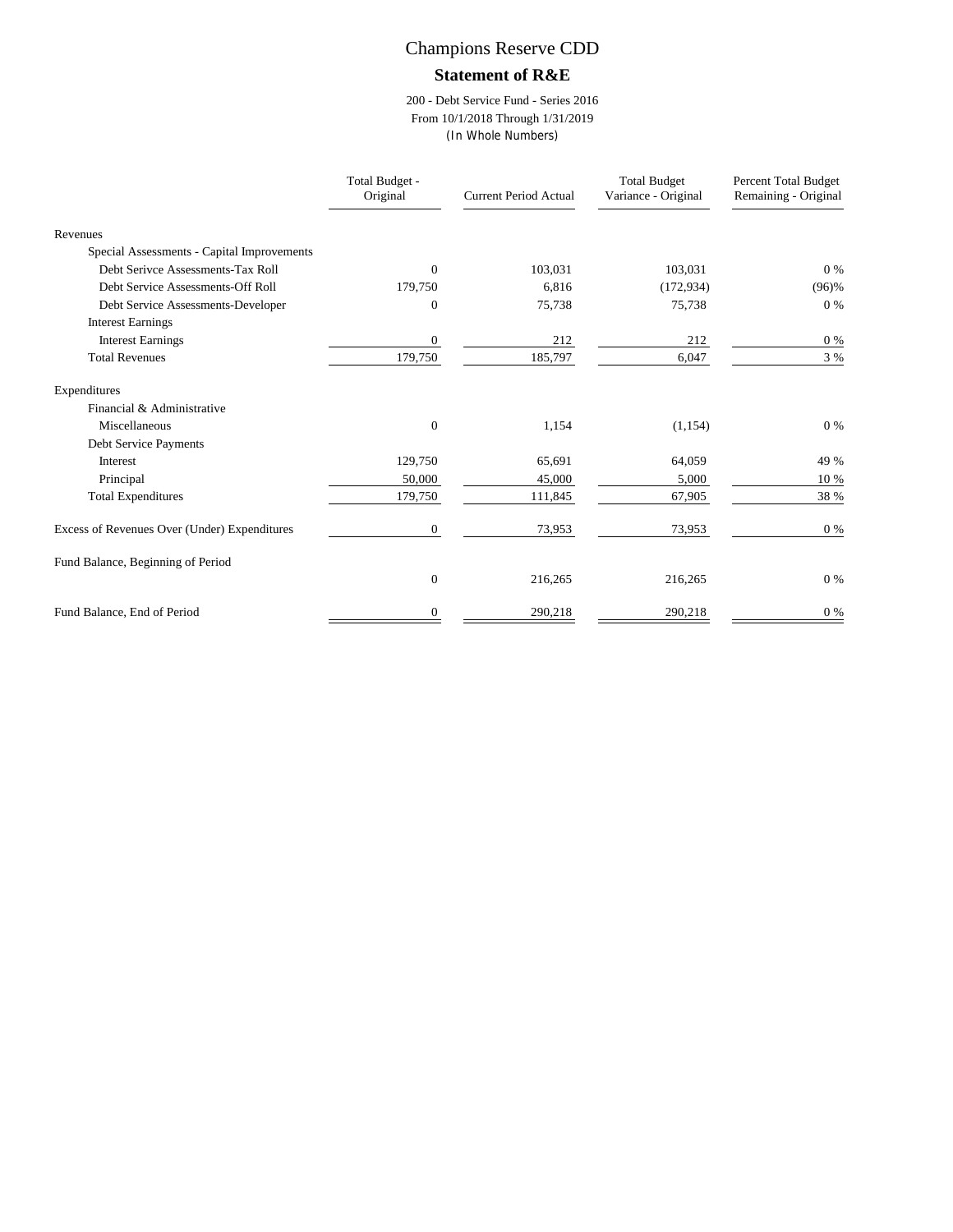# Champions Reserve CDD

## Statement of R&E

200 - Debt Service Fund - Series 2016
From 10/1/2018 Through 1/31/2019
(In Whole Numbers)

| | Total Budget - Original | Current Period Actual | Total Budget Variance - Original | Percent Total Budget Remaining - Original |
|---|---|---|---|---|
| Revenues | | | | |
| Special Assessments - Capital Improvements | | | | |
| Debt Serivce Assessments-Tax Roll | 0 | 103,031 | 103,031 | 0 % |
| Debt Service Assessments-Off Roll | 179,750 | 6,816 | (172,934) | (96)% |
| Debt Service Assessments-Developer | 0 | 75,738 | 75,738 | 0 % |
| Interest Earnings | | | | |
| Interest Earnings | 0 | 212 | 212 | 0 % |
| Total Revenues | 179,750 | 185,797 | 6,047 | 3 % |
| Expenditures | | | | |
| Financial & Administrative | | | | |
| Miscellaneous | 0 | 1,154 | (1,154) | 0 % |
| Debt Service Payments | | | | |
| Interest | 129,750 | 65,691 | 64,059 | 49 % |
| Principal | 50,000 | 45,000 | 5,000 | 10 % |
| Total Expenditures | 179,750 | 111,845 | 67,905 | 38 % |
| Excess of Revenues Over (Under) Expenditures | 0 | 73,953 | 73,953 | 0 % |
| Fund Balance, Beginning of Period | 0 | 216,265 | 216,265 | 0 % |
| Fund Balance, End of Period | 0 | 290,218 | 290,218 | 0 % |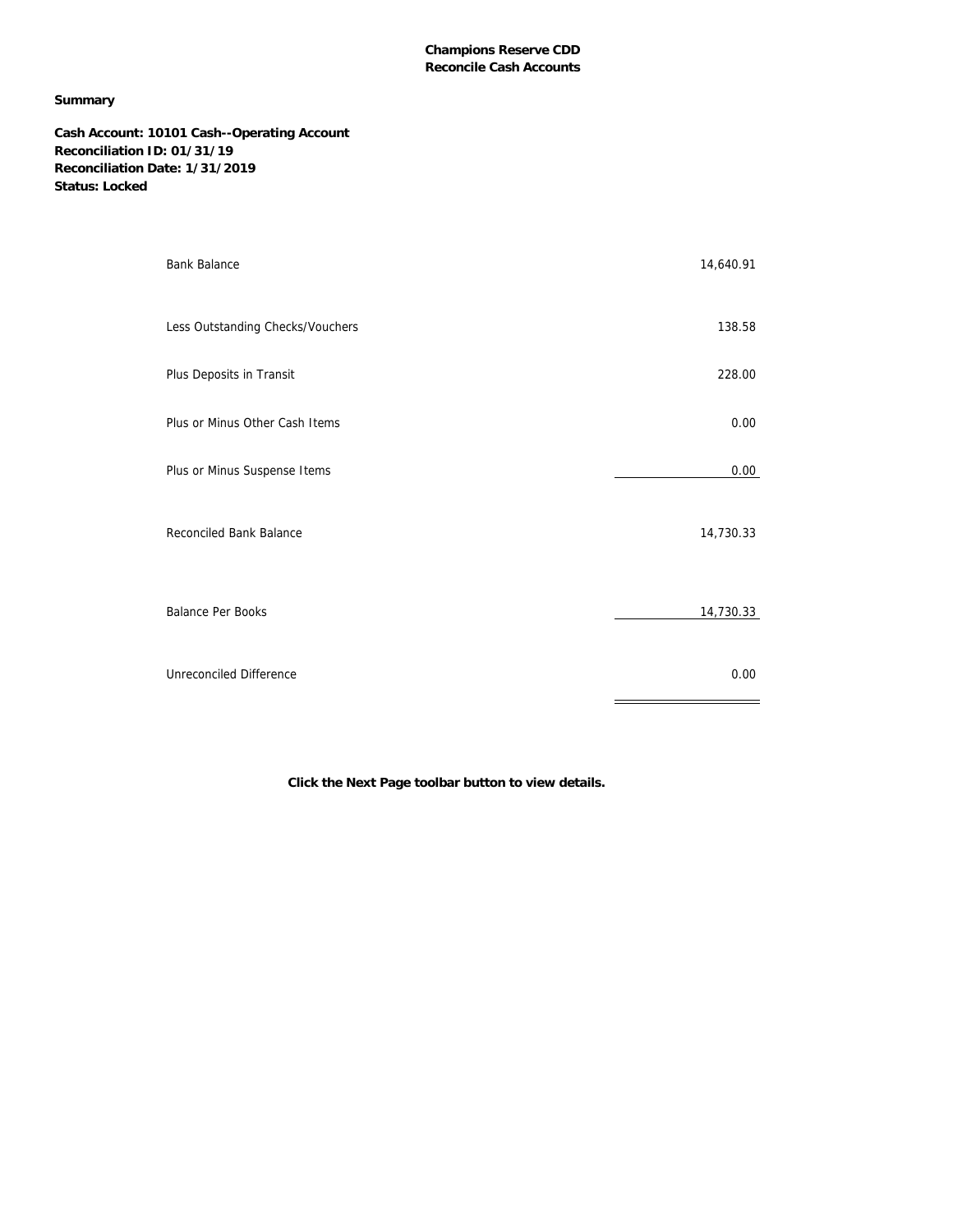**Champions Reserve CDD**
**Reconcile Cash Accounts**

**Summary**

**Cash Account: 10101 Cash--Operating Account**
**Reconciliation ID: 01/31/19**
**Reconciliation Date: 1/31/2019**
**Status: Locked**

| | |
|---|---:|
| Bank Balance | 14,640.91 |
| Less Outstanding Checks/Vouchers | 138.58 |
| Plus Deposits in Transit | 228.00 |
| Plus or Minus Other Cash Items | 0.00 |
| Plus or Minus Suspense Items | 0.00 |
| Reconciled Bank Balance | 14,730.33 |
| Balance Per Books | 14,730.33 |
| Unreconciled Difference | 0.00 |

**Click the Next Page toolbar button to view details.**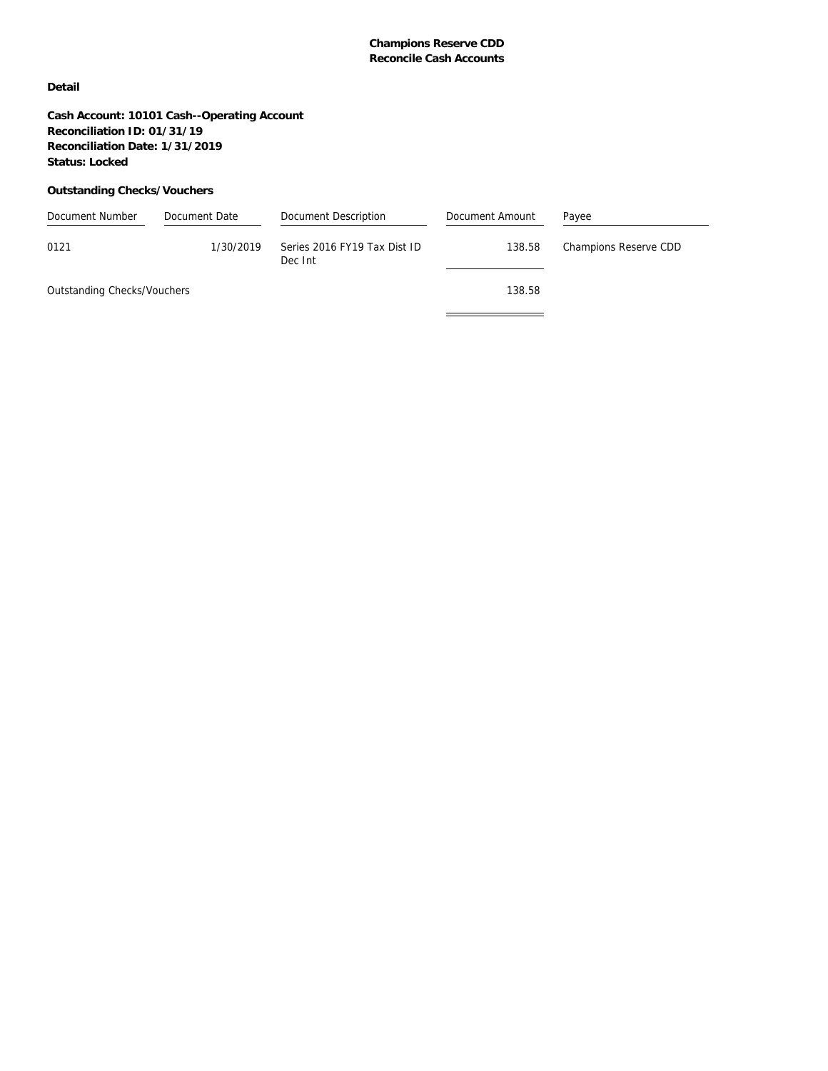**Champions Reserve CDD**
**Reconcile Cash Accounts**

**Detail**

**Cash Account: 10101 Cash--Operating Account**
**Reconciliation ID: 01/31/19**
**Reconciliation Date: 1/31/2019**
**Status: Locked**

**Outstanding Checks/Vouchers**

| Document Number | Document Date | Document Description | Document Amount | Payee |
|---|---|---|---|---|
| 0121 | 1/30/2019 | Series 2016 FY19 Tax Dist ID Dec Int | 138.58 | Champions Reserve CDD |
| Outstanding Checks/Vouchers | | | 138.58 | |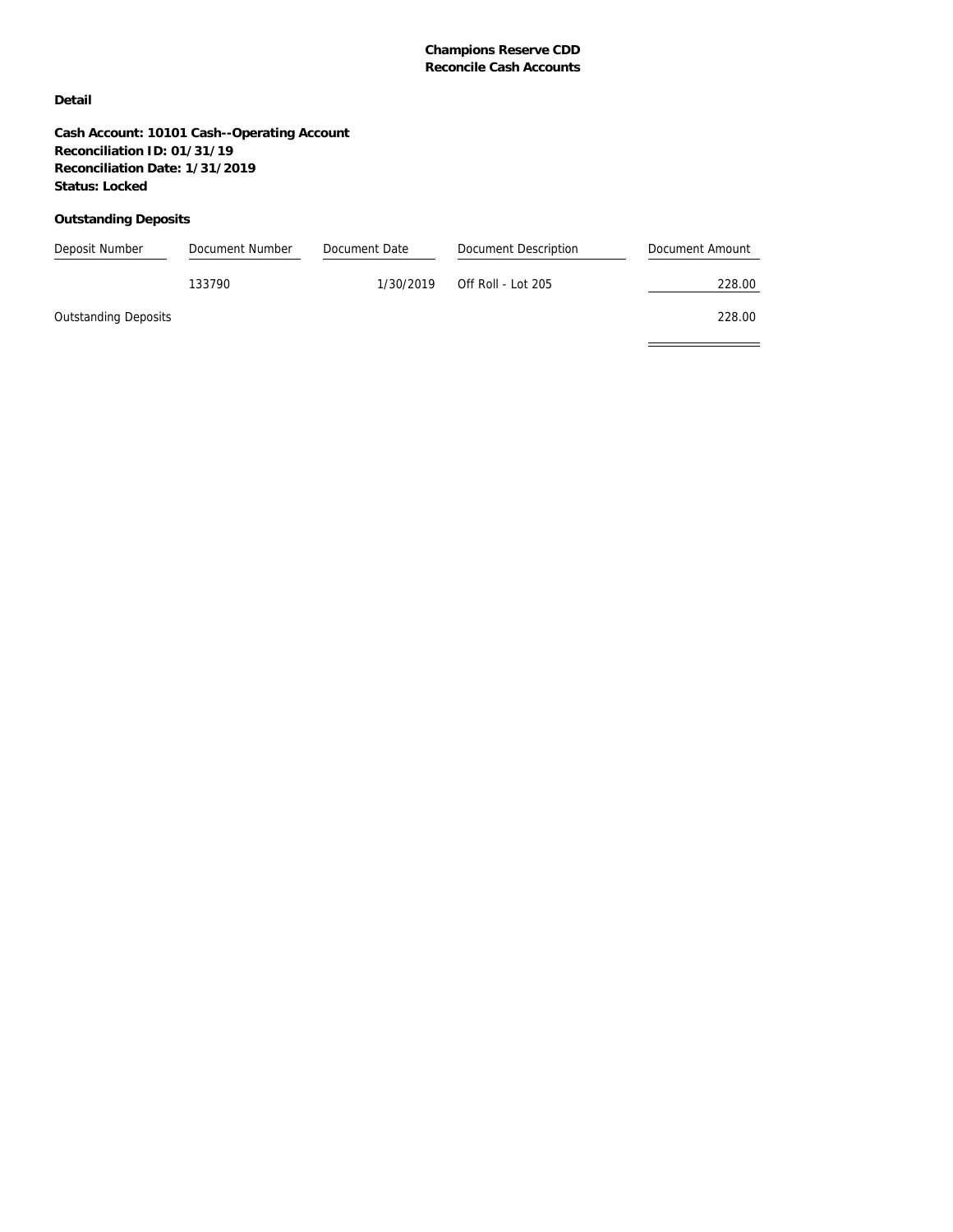**Champions Reserve CDD**
**Reconcile Cash Accounts**

**Detail**

**Cash Account: 10101 Cash--Operating Account**
**Reconciliation ID: 01/31/19**
**Reconciliation Date: 1/31/2019**
**Status: Locked**

**Outstanding Deposits**

| Deposit Number | Document Number | Document Date | Document Description | Document Amount |
|---|---|---|---|---|
| | 133790 | 1/30/2019 | Off Roll - Lot 205 | 228.00 |
| Outstanding Deposits | | | | 228.00 |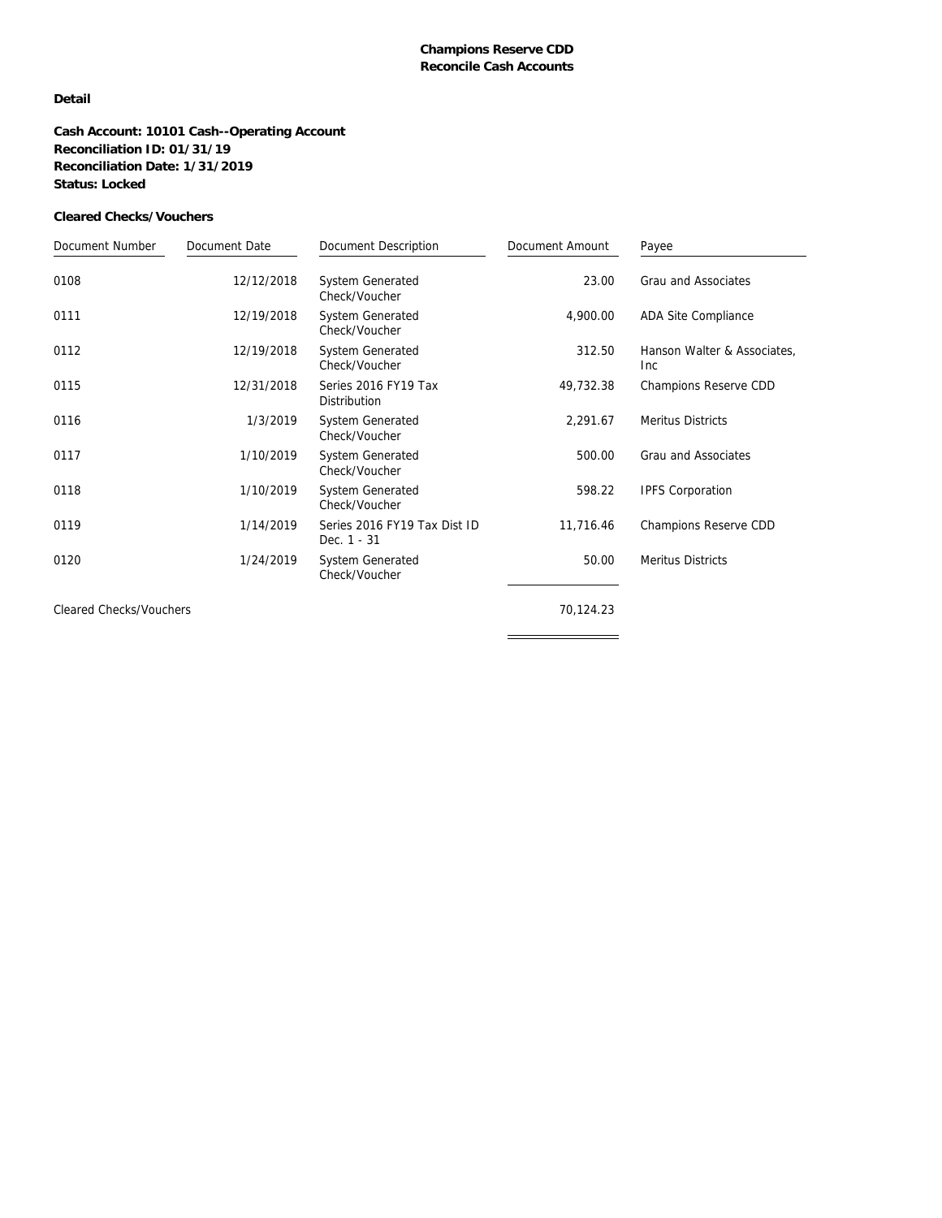**Champions Reserve CDD**
**Reconcile Cash Accounts**

**Detail**

**Cash Account: 10101 Cash--Operating Account**
**Reconciliation ID: 01/31/19**
**Reconciliation Date: 1/31/2019**
**Status: Locked**

**Cleared Checks/Vouchers**

| Document Number | Document Date | Document Description | Document Amount | Payee |
|---|---|---|---|---|
| 0108 | 12/12/2018 | System Generated Check/Voucher | 23.00 | Grau and Associates |
| 0111 | 12/19/2018 | System Generated Check/Voucher | 4,900.00 | ADA Site Compliance |
| 0112 | 12/19/2018 | System Generated Check/Voucher | 312.50 | Hanson Walter & Associates, Inc |
| 0115 | 12/31/2018 | Series 2016 FY19 Tax Distribution | 49,732.38 | Champions Reserve CDD |
| 0116 | 1/3/2019 | System Generated Check/Voucher | 2,291.67 | Meritus Districts |
| 0117 | 1/10/2019 | System Generated Check/Voucher | 500.00 | Grau and Associates |
| 0118 | 1/10/2019 | System Generated Check/Voucher | 598.22 | IPFS Corporation |
| 0119 | 1/14/2019 | Series 2016 FY19 Tax Dist ID Dec. 1 - 31 | 11,716.46 | Champions Reserve CDD |
| 0120 | 1/24/2019 | System Generated Check/Voucher | 50.00 | Meritus Districts |
| Cleared Checks/Vouchers | | | 70,124.23 | |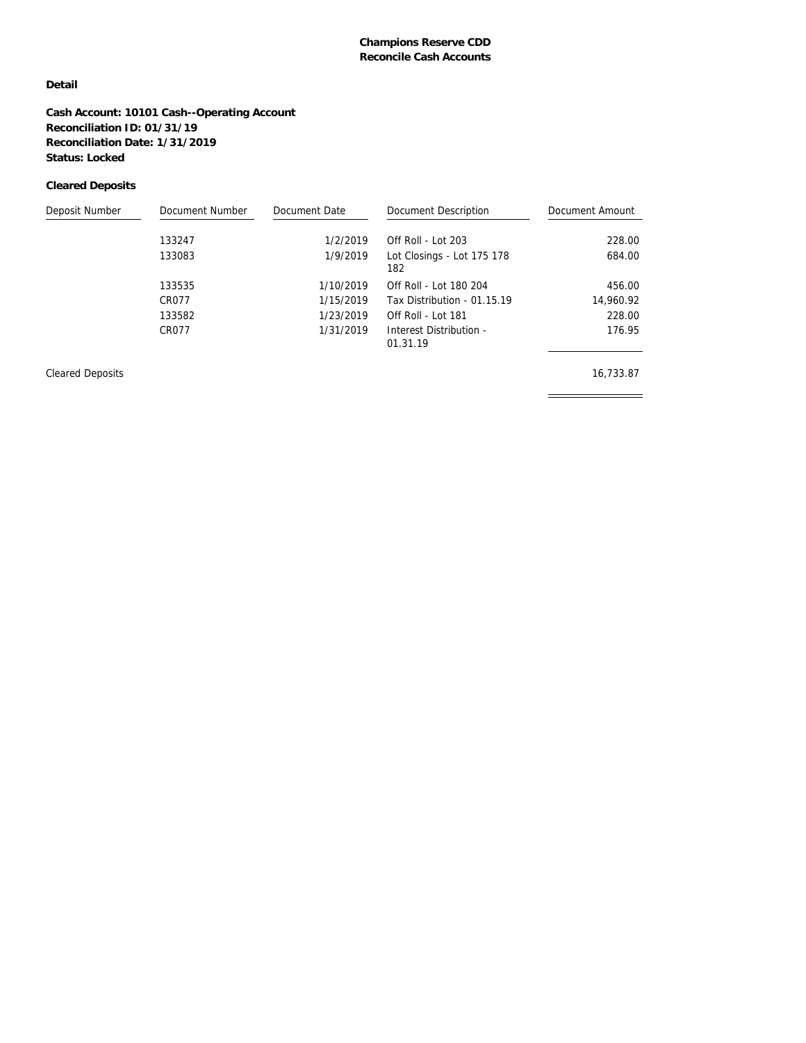**Champions Reserve CDD**
**Reconcile Cash Accounts**

**Detail**

**Cash Account: 10101 Cash--Operating Account**
**Reconciliation ID: 01/31/19**
**Reconciliation Date: 1/31/2019**
**Status: Locked**

**Cleared Deposits**

| Deposit Number | Document Number | Document Date | Document Description | Document Amount |
|---|---|---|---|---|
| | 133247 | 1/2/2019 | Off Roll - Lot 203 | 228.00 |
| | 133083 | 1/9/2019 | Lot Closings - Lot 175 178 182 | 684.00 |
| | 133535 | 1/10/2019 | Off Roll - Lot 180 204 | 456.00 |
| | CR077 | 1/15/2019 | Tax Distribution - 01.15.19 | 14,960.92 |
| | 133582 | 1/23/2019 | Off Roll - Lot 181 | 228.00 |
| | CR077 | 1/31/2019 | Interest Distribution - 01.31.19 | 176.95 |
| Cleared Deposits | | | | 16,733.87 |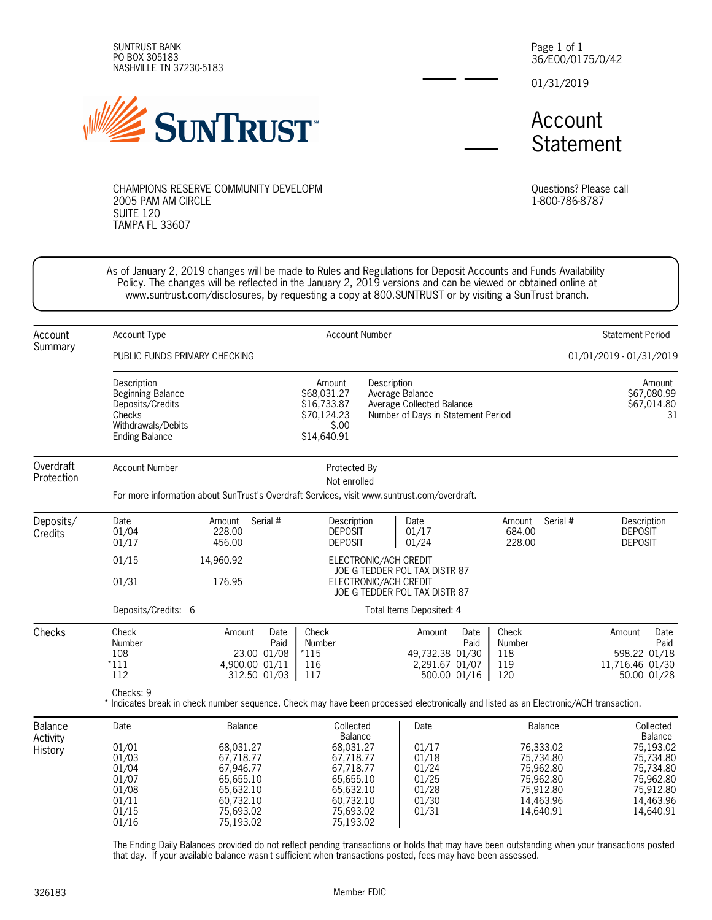SUNTRUST BANK
PO BOX 305183
NASHVILLE TN 37230-5183

36/E00/0175/0/42

01/31/2019

# Account Statement

CHAMPIONS RESERVE COMMUNITY DEVELOPM
2005 PAM AM CIRCLE
SUITE 120
TAMPA FL 33607

Questions? Please call
1-800-786-8787

As of January 2, 2019 changes will be made to Rules and Regulations for Deposit Accounts and Funds Availability Policy. The changes will be reflected in the January 2, 2019 versions and can be viewed or obtained online at www.suntrust.com/disclosures, by requesting a copy at 800.SUNTRUST or by visiting a SunTrust branch.

## Account Summary

| Account Type | Account Number | Statement Period |
|---|---|---|
| PUBLIC FUNDS PRIMARY CHECKING | | 01/01/2019 - 01/31/2019 |

| Description | Amount | Description | Amount |
|---|---|---|---|
| Beginning Balance | $68,031.27 | Average Balance | $67,080.99 |
| Deposits/Credits | $16,733.87 | Average Collected Balance | $67,014.80 |
| Checks | $70,124.23 | Number of Days in Statement Period | 31 |
| Withdrawals/Debits | $.00 | | |
| Ending Balance | $14,640.91 | | |

## Overdraft Protection

| Account Number | Protected By |
|---|---|
| | Not enrolled |

For more information about SunTrust's Overdraft Services, visit www.suntrust.com/overdraft.

## Deposits/ Credits

| Date | Amount | Serial # | Description | Date | Amount | Serial # | Description |
|---|---|---|---|---|---|---|---|
| 01/04 | 228.00 | | DEPOSIT | 01/17 | 684.00 | | DEPOSIT |
| 01/17 | 456.00 | | DEPOSIT | 01/24 | 228.00 | | DEPOSIT |

| Date | Amount | Description |
|---|---|---|
| 01/15 | 14,960.92 | ELECTRONIC/ACH CREDIT JOE G TEDDER POL TAX DISTR 87 |
| 01/31 | 176.95 | ELECTRONIC/ACH CREDIT JOE G TEDDER POL TAX DISTR 87 |

Deposits/Credits: 6 Total Items Deposited: 4

## Checks

| Check Number | Amount | Date Paid | Check Number | Amount | Date Paid | Check Number | Amount | Date Paid |
|---|---|---|---|---|---|---|---|---|
| 108 | 23.00 | 01/08 | *115 | 49,732.38 | 01/30 | 118 | 598.22 | 01/18 |
| *111 | 4,900.00 | 01/11 | 116 | 2,291.67 | 01/07 | 119 | 11,716.46 | 01/30 |
| 112 | 312.50 | 01/03 | 117 | 500.00 | 01/16 | 120 | 50.00 | 01/28 |

Checks: 9

* Indicates break in check number sequence. Check may have been processed electronically and listed as an Electronic/ACH transaction.

## Balance Activity History

| Date | Balance | Collected Balance | Date | Balance | Collected Balance |
|---|---|---|---|---|---|
| 01/01 | 68,031.27 | 68,031.27 | 01/17 | 76,333.02 | 75,193.02 |
| 01/03 | 67,718.77 | 67,718.77 | 01/18 | 75,734.80 | 75,734.80 |
| 01/04 | 67,946.77 | 67,718.77 | 01/24 | 75,962.80 | 75,734.80 |
| 01/07 | 65,655.10 | 65,655.10 | 01/25 | 75,962.80 | 75,962.80 |
| 01/08 | 65,632.10 | 65,632.10 | 01/28 | 75,912.80 | 75,912.80 |
| 01/11 | 60,732.10 | 60,732.10 | 01/30 | 14,463.96 | 14,463.96 |
| 01/15 | 75,693.02 | 75,693.02 | 01/31 | 14,640.91 | 14,640.91 |
| 01/16 | 75,193.02 | 75,193.02 | | | |

The Ending Daily Balances provided do not reflect pending transactions or holds that may have been outstanding when your transactions posted that day. If your available balance wasn't sufficient when transactions posted, fees may have been assessed.

326183 Member FDIC